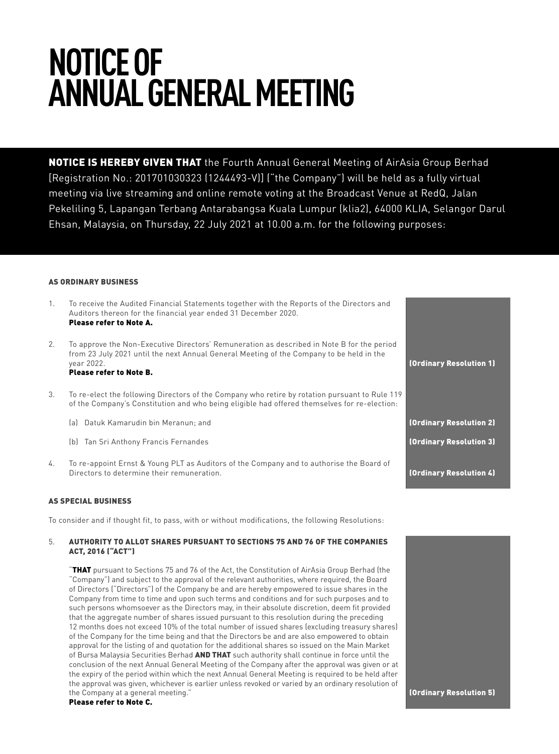# NOTICE OF ANNUAL GENERAL MEETING

**NOTICE IS HEREBY GIVEN THAT** the Fourth Annual General Meeting of AirAsia Group Berhad [Registration No.: 201701030323 (1244493-V)] ("the Company") will be held as a fully virtual meeting via live streaming and online remote voting at the Broadcast Venue at RedQ, Jalan Pekeliling 5, Lapangan Terbang Antarabangsa Kuala Lumpur (klia2), 64000 KLIA, Selangor Darul Ehsan, Malaysia, on Thursday, 22 July 2021 at 10.00 a.m. for the following purposes:

## AS ORDINARY BUSINESS

1. To receive the Audited Financial Statements together with the Reports of the Directors and Auditors thereon for the financial year ended 31 December 2020.
   **Please refer to Note A.**

2. To approve the Non-Executive Directors' Remuneration as described in Note B for the period from 23 July 2021 until the next Annual General Meeting of the Company to be held in the year 2022. **(Ordinary Resolution 1)**
   **Please refer to Note B.**

3. To re-elect the following Directors of the Company who retire by rotation pursuant to Rule 119 of the Company's Constitution and who being eligible had offered themselves for re-election:

   (a) Datuk Kamarudin bin Meranun; and **(Ordinary Resolution 2)**

   (b) Tan Sri Anthony Francis Fernandes **(Ordinary Resolution 3)**

4. To re-appoint Ernst & Young PLT as Auditors of the Company and to authorise the Board of Directors to determine their remuneration. **(Ordinary Resolution 4)**

## AS SPECIAL BUSINESS

To consider and if thought fit, to pass, with or without modifications, the following Resolutions:

5. **AUTHORITY TO ALLOT SHARES PURSUANT TO SECTIONS 75 AND 76 OF THE COMPANIES ACT, 2016 ("ACT")**

   "**THAT** pursuant to Sections 75 and 76 of the Act, the Constitution of AirAsia Group Berhad (the "Company") and subject to the approval of the relevant authorities, where required, the Board of Directors ("Directors") of the Company be and are hereby empowered to issue shares in the Company from time to time and upon such terms and conditions and for such purposes and to such persons whomsoever as the Directors may, in their absolute discretion, deem fit provided that the aggregate number of shares issued pursuant to this resolution during the preceding 12 months does not exceed 10% of the total number of issued shares (excluding treasury shares) of the Company for the time being and that the Directors be and are also empowered to obtain approval for the listing of and quotation for the additional shares so issued on the Main Market of Bursa Malaysia Securities Berhad **AND THAT** such authority shall continue in force until the conclusion of the next Annual General Meeting of the Company after the approval was given or at the expiry of the period within which the next Annual General Meeting is required to be held after the approval was given, whichever is earlier unless revoked or varied by an ordinary resolution of the Company at a general meeting." **(Ordinary Resolution 5)**
   **Please refer to Note C.**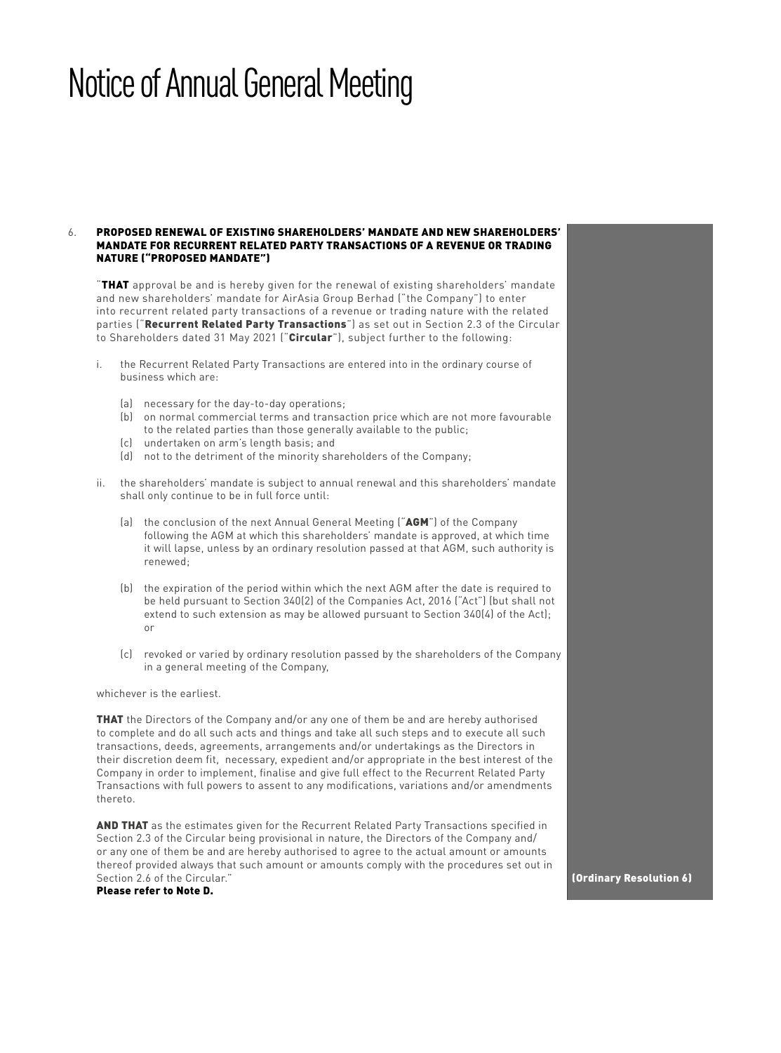# Notice of Annual General Meeting

6. **PROPOSED RENEWAL OF EXISTING SHAREHOLDERS' MANDATE AND NEW SHAREHOLDERS' MANDATE FOR RECURRENT RELATED PARTY TRANSACTIONS OF A REVENUE OR TRADING NATURE ("PROPOSED MANDATE")**

"**THAT** approval be and is hereby given for the renewal of existing shareholders' mandate and new shareholders' mandate for AirAsia Group Berhad ("the Company") to enter into recurrent related party transactions of a revenue or trading nature with the related parties ("**Recurrent Related Party Transactions**") as set out in Section 2.3 of the Circular to Shareholders dated 31 May 2021 ("**Circular**"), subject further to the following:

i. the Recurrent Related Party Transactions are entered into in the ordinary course of business which are:

   (a) necessary for the day-to-day operations;
   (b) on normal commercial terms and transaction price which are not more favourable to the related parties than those generally available to the public;
   (c) undertaken on arm's length basis; and
   (d) not to the detriment of the minority shareholders of the Company;

ii. the shareholders' mandate is subject to annual renewal and this shareholders' mandate shall only continue to be in full force until:

   (a) the conclusion of the next Annual General Meeting ("**AGM**") of the Company following the AGM at which this shareholders' mandate is approved, at which time it will lapse, unless by an ordinary resolution passed at that AGM, such authority is renewed;

   (b) the expiration of the period within which the next AGM after the date is required to be held pursuant to Section 340(2) of the Companies Act, 2016 ("Act") (but shall not extend to such extension as may be allowed pursuant to Section 340(4) of the Act); or

   (c) revoked or varied by ordinary resolution passed by the shareholders of the Company in a general meeting of the Company,

whichever is the earliest.

**THAT** the Directors of the Company and/or any one of them be and are hereby authorised to complete and do all such acts and things and take all such steps and to execute all such transactions, deeds, agreements, arrangements and/or undertakings as the Directors in their discretion deem fit, necessary, expedient and/or appropriate in the best interest of the Company in order to implement, finalise and give full effect to the Recurrent Related Party Transactions with full powers to assent to any modifications, variations and/or amendments thereto.

**AND THAT** as the estimates given for the Recurrent Related Party Transactions specified in Section 2.3 of the Circular being provisional in nature, the Directors of the Company and/or any one of them be and are hereby authorised to agree to the actual amount or amounts thereof provided always that such amount or amounts comply with the procedures set out in Section 2.6 of the Circular."
**Please refer to Note D.**

**(Ordinary Resolution 6)**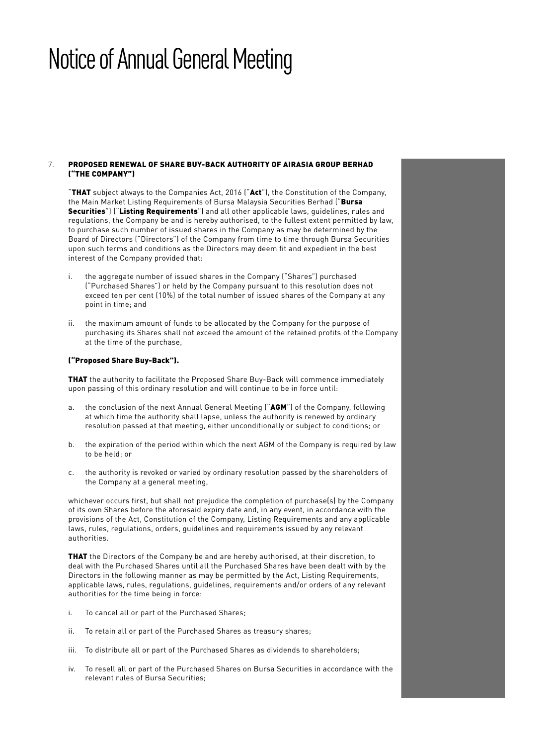# Notice of Annual General Meeting

7. **PROPOSED RENEWAL OF SHARE BUY-BACK AUTHORITY OF AIRASIA GROUP BERHAD ("THE COMPANY")**

"**THAT** subject always to the Companies Act, 2016 ("**Act**"), the Constitution of the Company, the Main Market Listing Requirements of Bursa Malaysia Securities Berhad ("**Bursa Securities**") ("**Listing Requirements**") and all other applicable laws, guidelines, rules and regulations, the Company be and is hereby authorised, to the fullest extent permitted by law, to purchase such number of issued shares in the Company as may be determined by the Board of Directors ("Directors") of the Company from time to time through Bursa Securities upon such terms and conditions as the Directors may deem fit and expedient in the best interest of the Company provided that:

i. the aggregate number of issued shares in the Company ("Shares") purchased ("Purchased Shares") or held by the Company pursuant to this resolution does not exceed ten per cent (10%) of the total number of issued shares of the Company at any point in time; and

ii. the maximum amount of funds to be allocated by the Company for the purpose of purchasing its Shares shall not exceed the amount of the retained profits of the Company at the time of the purchase,

**("Proposed Share Buy-Back").**

**THAT** the authority to facilitate the Proposed Share Buy-Back will commence immediately upon passing of this ordinary resolution and will continue to be in force until:

a. the conclusion of the next Annual General Meeting ("**AGM**") of the Company, following at which time the authority shall lapse, unless the authority is renewed by ordinary resolution passed at that meeting, either unconditionally or subject to conditions; or

b. the expiration of the period within which the next AGM of the Company is required by law to be held; or

c. the authority is revoked or varied by ordinary resolution passed by the shareholders of the Company at a general meeting,

whichever occurs first, but shall not prejudice the completion of purchase(s) by the Company of its own Shares before the aforesaid expiry date and, in any event, in accordance with the provisions of the Act, Constitution of the Company, Listing Requirements and any applicable laws, rules, regulations, orders, guidelines and requirements issued by any relevant authorities.

**THAT** the Directors of the Company be and are hereby authorised, at their discretion, to deal with the Purchased Shares until all the Purchased Shares have been dealt with by the Directors in the following manner as may be permitted by the Act, Listing Requirements, applicable laws, rules, regulations, guidelines, requirements and/or orders of any relevant authorities for the time being in force:

i. To cancel all or part of the Purchased Shares;

ii. To retain all or part of the Purchased Shares as treasury shares;

iii. To distribute all or part of the Purchased Shares as dividends to shareholders;

iv. To resell all or part of the Purchased Shares on Bursa Securities in accordance with the relevant rules of Bursa Securities;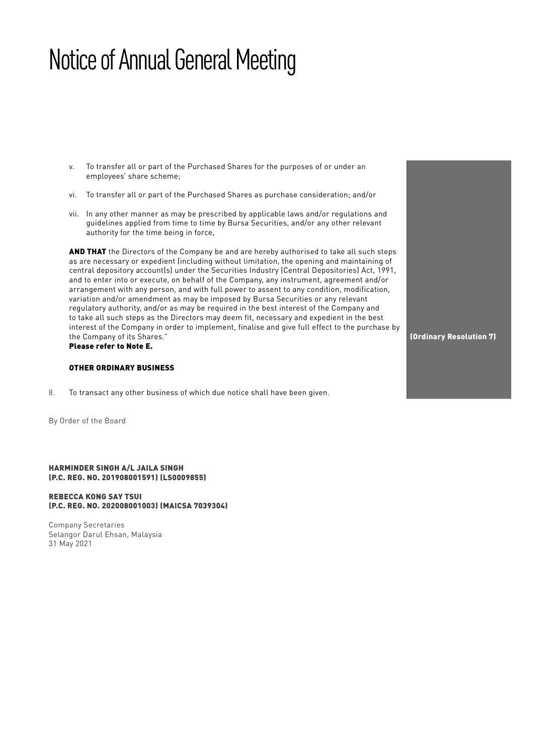# Notice of Annual General Meeting

v. To transfer all or part of the Purchased Shares for the purposes of or under an employees' share scheme;

vi. To transfer all or part of the Purchased Shares as purchase consideration; and/or

vii. In any other manner as may be prescribed by applicable laws and/or regulations and guidelines applied from time to time by Bursa Securities, and/or any other relevant authority for the time being in force,

**AND THAT** the Directors of the Company be and are hereby authorised to take all such steps as are necessary or expedient (including without limitation, the opening and maintaining of central depository account(s) under the Securities Industry (Central Depositories) Act, 1991, and to enter into or execute, on behalf of the Company, any instrument, agreement and/or arrangement with any person, and with full power to assent to any condition, modification, variation and/or amendment as may be imposed by Bursa Securities or any relevant regulatory authority, and/or as may be required in the best interest of the Company and to take all such steps as the Directors may deem fit, necessary and expedient in the best interest of the Company in order to implement, finalise and give full effect to the purchase by the Company of its Shares."
**Please refer to Note E.**

**(Ordinary Resolution 7)**

**OTHER ORDINARY BUSINESS**

8. To transact any other business of which due notice shall have been given.

By Order of the Board

**HARMINDER SINGH A/L JAILA SINGH**
**(P.C. REG. NO. 201908001591) (LS0009855)**

**REBECCA KONG SAY TSUI**
**(P.C. REG. NO. 202008001003) (MAICSA 7039304)**

Company Secretaries
Selangor Darul Ehsan, Malaysia
31 May 2021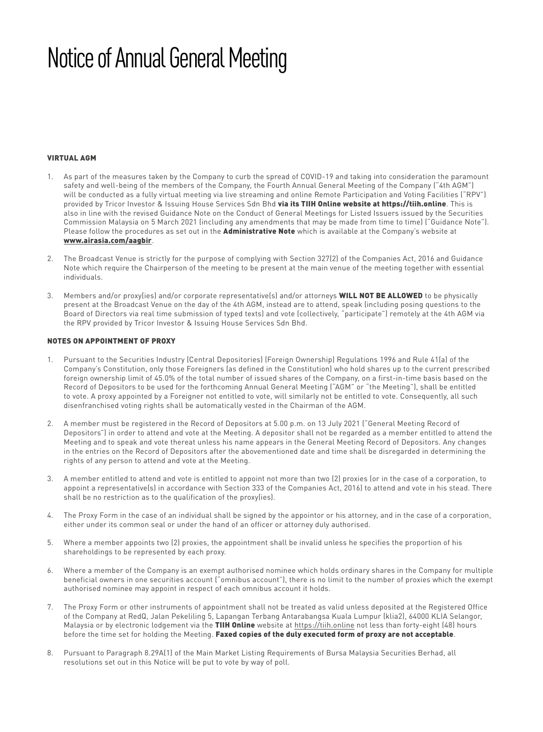# Notice of Annual General Meeting

## VIRTUAL AGM

1. As part of the measures taken by the Company to curb the spread of COVID-19 and taking into consideration the paramount safety and well-being of the members of the Company, the Fourth Annual General Meeting of the Company ("4th AGM") will be conducted as a fully virtual meeting via live streaming and online Remote Participation and Voting Facilities ("RPV") provided by Tricor Investor & Issuing House Services Sdn Bhd **via its TIIH Online website at https://tiih.online**. This is also in line with the revised Guidance Note on the Conduct of General Meetings for Listed Issuers issued by the Securities Commission Malaysia on 5 March 2021 (including any amendments that may be made from time to time) ("Guidance Note"). Please follow the procedures as set out in the **Administrative Note** which is available at the Company's website at **www.airasia.com/aagbir**.

2. The Broadcast Venue is strictly for the purpose of complying with Section 327(2) of the Companies Act, 2016 and Guidance Note which require the Chairperson of the meeting to be present at the main venue of the meeting together with essential individuals.

3. Members and/or proxy(ies) and/or corporate representative(s) and/or attorneys **WILL NOT BE ALLOWED** to be physically present at the Broadcast Venue on the day of the 4th AGM, instead are to attend, speak (including posing questions to the Board of Directors via real time submission of typed texts) and vote (collectively, "participate") remotely at the 4th AGM via the RPV provided by Tricor Investor & Issuing House Services Sdn Bhd.

## NOTES ON APPOINTMENT OF PROXY

1. Pursuant to the Securities Industry (Central Depositories) (Foreign Ownership) Regulations 1996 and Rule 41(a) of the Company's Constitution, only those Foreigners (as defined in the Constitution) who hold shares up to the current prescribed foreign ownership limit of 45.0% of the total number of issued shares of the Company, on a first-in-time basis based on the Record of Depositors to be used for the forthcoming Annual General Meeting ("AGM" or "the Meeting"), shall be entitled to vote. A proxy appointed by a Foreigner not entitled to vote, will similarly not be entitled to vote. Consequently, all such disenfranchised voting rights shall be automatically vested in the Chairman of the AGM.

2. A member must be registered in the Record of Depositors at 5.00 p.m. on 13 July 2021 ("General Meeting Record of Depositors") in order to attend and vote at the Meeting. A depositor shall not be regarded as a member entitled to attend the Meeting and to speak and vote thereat unless his name appears in the General Meeting Record of Depositors. Any changes in the entries on the Record of Depositors after the abovementioned date and time shall be disregarded in determining the rights of any person to attend and vote at the Meeting.

3. A member entitled to attend and vote is entitled to appoint not more than two (2) proxies (or in the case of a corporation, to appoint a representative(s) in accordance with Section 333 of the Companies Act, 2016) to attend and vote in his stead. There shall be no restriction as to the qualification of the proxy(ies).

4. The Proxy Form in the case of an individual shall be signed by the appointor or his attorney, and in the case of a corporation, either under its common seal or under the hand of an officer or attorney duly authorised.

5. Where a member appoints two (2) proxies, the appointment shall be invalid unless he specifies the proportion of his shareholdings to be represented by each proxy.

6. Where a member of the Company is an exempt authorised nominee which holds ordinary shares in the Company for multiple beneficial owners in one securities account ("omnibus account"), there is no limit to the number of proxies which the exempt authorised nominee may appoint in respect of each omnibus account it holds.

7. The Proxy Form or other instruments of appointment shall not be treated as valid unless deposited at the Registered Office of the Company at RedQ, Jalan Pekeliling 5, Lapangan Terbang Antarabangsa Kuala Lumpur (klia2), 64000 KLIA Selangor, Malaysia or by electronic lodgement via the **TIIH Online** website at https://tiih.online not less than forty-eight (48) hours before the time set for holding the Meeting. **Faxed copies of the duly executed form of proxy are not acceptable**.

8. Pursuant to Paragraph 8.29A(1) of the Main Market Listing Requirements of Bursa Malaysia Securities Berhad, all resolutions set out in this Notice will be put to vote by way of poll.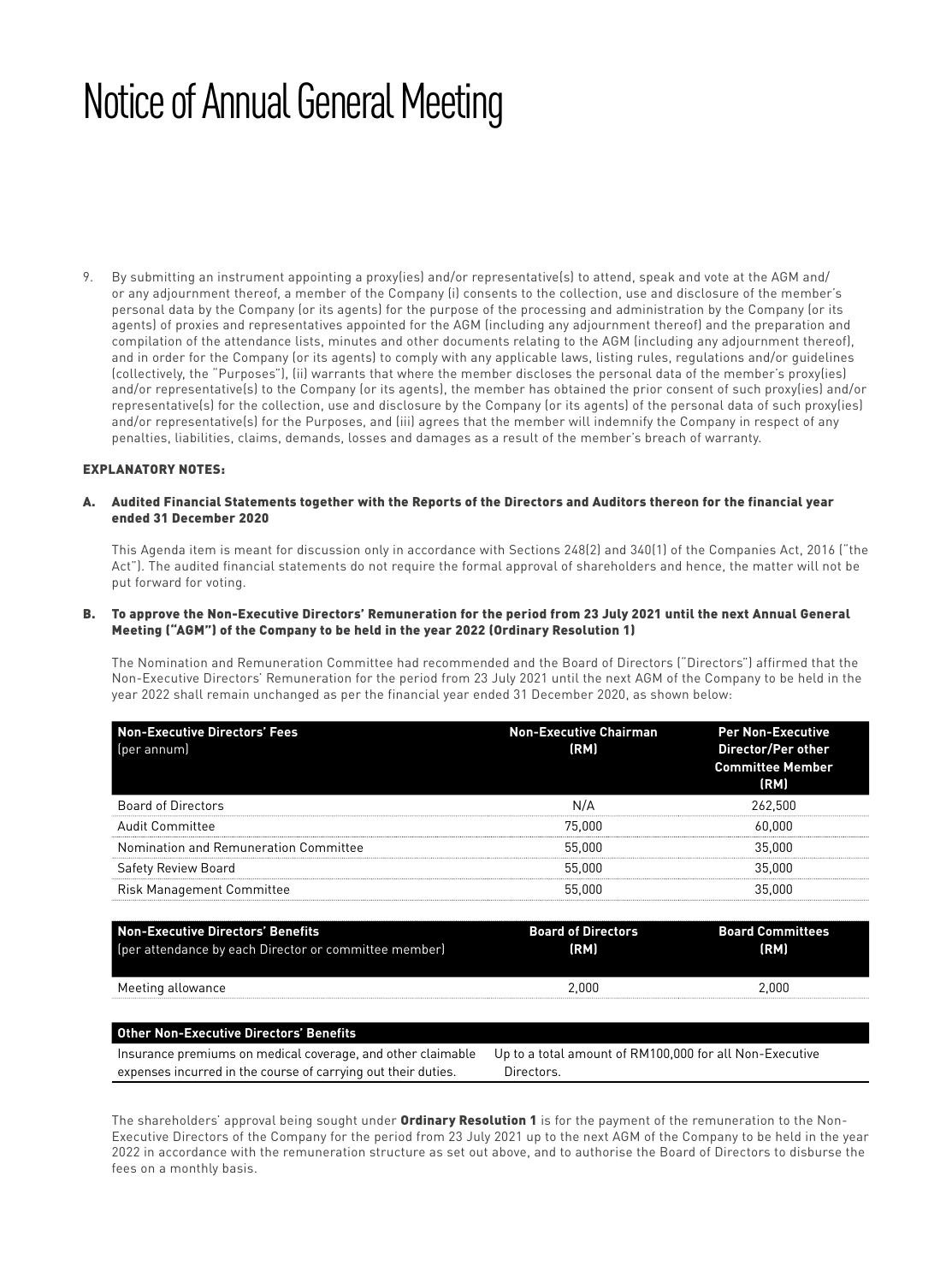# Notice of Annual General Meeting

9. By submitting an instrument appointing a proxy(ies) and/or representative(s) to attend, speak and vote at the AGM and/ or any adjournment thereof, a member of the Company (i) consents to the collection, use and disclosure of the member's personal data by the Company (or its agents) for the purpose of the processing and administration by the Company (or its agents) of proxies and representatives appointed for the AGM (including any adjournment thereof) and the preparation and compilation of the attendance lists, minutes and other documents relating to the AGM (including any adjournment thereof), and in order for the Company (or its agents) to comply with any applicable laws, listing rules, regulations and/or guidelines (collectively, the "Purposes"), (ii) warrants that where the member discloses the personal data of the member's proxy(ies) and/or representative(s) to the Company (or its agents), the member has obtained the prior consent of such proxy(ies) and/or representative(s) for the collection, use and disclosure by the Company (or its agents) of the personal data of such proxy(ies) and/or representative(s) for the Purposes, and (iii) agrees that the member will indemnify the Company in respect of any penalties, liabilities, claims, demands, losses and damages as a result of the member's breach of warranty.

## EXPLANATORY NOTES:

### A. Audited Financial Statements together with the Reports of the Directors and Auditors thereon for the financial year ended 31 December 2020

This Agenda item is meant for discussion only in accordance with Sections 248(2) and 340(1) of the Companies Act, 2016 ("the Act"). The audited financial statements do not require the formal approval of shareholders and hence, the matter will not be put forward for voting.

### B. To approve the Non-Executive Directors' Remuneration for the period from 23 July 2021 until the next Annual General Meeting ("AGM") of the Company to be held in the year 2022 (Ordinary Resolution 1)

The Nomination and Remuneration Committee had recommended and the Board of Directors ("Directors") affirmed that the Non-Executive Directors' Remuneration for the period from 23 July 2021 until the next AGM of the Company to be held in the year 2022 shall remain unchanged as per the financial year ended 31 December 2020, as shown below:

| Non-Executive Directors' Fees (per annum) | Non-Executive Chairman (RM) | Per Non-Executive Director/Per other Committee Member (RM) |
|---|---|---|
| Board of Directors | N/A | 262,500 |
| Audit Committee | 75,000 | 60,000 |
| Nomination and Remuneration Committee | 55,000 | 35,000 |
| Safety Review Board | 55,000 | 35,000 |
| Risk Management Committee | 55,000 | 35,000 |

| Non-Executive Directors' Benefits (per attendance by each Director or committee member) | Board of Directors (RM) | Board Committees (RM) |
|---|---|---|
| Meeting allowance | 2,000 | 2,000 |

| Other Non-Executive Directors' Benefits | |
|---|---|
| Insurance premiums on medical coverage, and other claimable expenses incurred in the course of carrying out their duties. | Up to a total amount of RM100,000 for all Non-Executive Directors. |

The shareholders' approval being sought under **Ordinary Resolution 1** is for the payment of the remuneration to the Non-Executive Directors of the Company for the period from 23 July 2021 up to the next AGM of the Company to be held in the year 2022 in accordance with the remuneration structure as set out above, and to authorise the Board of Directors to disburse the fees on a monthly basis.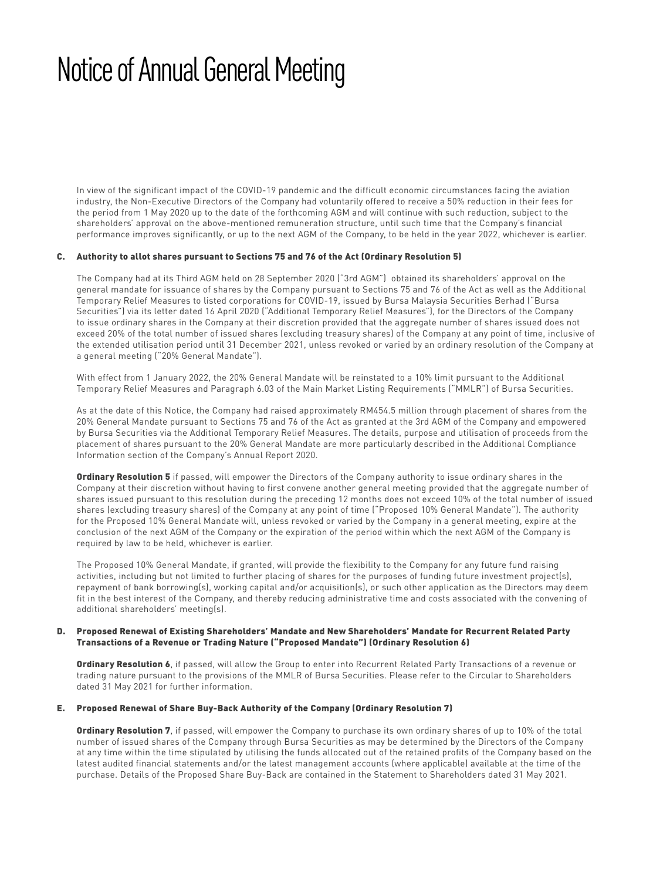# Notice of Annual General Meeting

In view of the significant impact of the COVID-19 pandemic and the difficult economic circumstances facing the aviation industry, the Non-Executive Directors of the Company had voluntarily offered to receive a 50% reduction in their fees for the period from 1 May 2020 up to the date of the forthcoming AGM and will continue with such reduction, subject to the shareholders' approval on the above-mentioned remuneration structure, until such time that the Company's financial performance improves significantly, or up to the next AGM of the Company, to be held in the year 2022, whichever is earlier.

### C. Authority to allot shares pursuant to Sections 75 and 76 of the Act (Ordinary Resolution 5)

The Company had at its Third AGM held on 28 September 2020 ("3rd AGM") obtained its shareholders' approval on the general mandate for issuance of shares by the Company pursuant to Sections 75 and 76 of the Act as well as the Additional Temporary Relief Measures to listed corporations for COVID-19, issued by Bursa Malaysia Securities Berhad ("Bursa Securities") via its letter dated 16 April 2020 ("Additional Temporary Relief Measures"), for the Directors of the Company to issue ordinary shares in the Company at their discretion provided that the aggregate number of shares issued does not exceed 20% of the total number of issued shares (excluding treasury shares) of the Company at any point of time, inclusive of the extended utilisation period until 31 December 2021, unless revoked or varied by an ordinary resolution of the Company at a general meeting ("20% General Mandate").

With effect from 1 January 2022, the 20% General Mandate will be reinstated to a 10% limit pursuant to the Additional Temporary Relief Measures and Paragraph 6.03 of the Main Market Listing Requirements ("MMLR") of Bursa Securities.

As at the date of this Notice, the Company had raised approximately RM454.5 million through placement of shares from the 20% General Mandate pursuant to Sections 75 and 76 of the Act as granted at the 3rd AGM of the Company and empowered by Bursa Securities via the Additional Temporary Relief Measures. The details, purpose and utilisation of proceeds from the placement of shares pursuant to the 20% General Mandate are more particularly described in the Additional Compliance Information section of the Company's Annual Report 2020.

**Ordinary Resolution 5** if passed, will empower the Directors of the Company authority to issue ordinary shares in the Company at their discretion without having to first convene another general meeting provided that the aggregate number of shares issued pursuant to this resolution during the preceding 12 months does not exceed 10% of the total number of issued shares (excluding treasury shares) of the Company at any point of time ("Proposed 10% General Mandate"). The authority for the Proposed 10% General Mandate will, unless revoked or varied by the Company in a general meeting, expire at the conclusion of the next AGM of the Company or the expiration of the period within which the next AGM of the Company is required by law to be held, whichever is earlier.

The Proposed 10% General Mandate, if granted, will provide the flexibility to the Company for any future fund raising activities, including but not limited to further placing of shares for the purposes of funding future investment project(s), repayment of bank borrowing(s), working capital and/or acquisition(s), or such other application as the Directors may deem fit in the best interest of the Company, and thereby reducing administrative time and costs associated with the convening of additional shareholders' meeting(s).

### D. Proposed Renewal of Existing Shareholders' Mandate and New Shareholders' Mandate for Recurrent Related Party Transactions of a Revenue or Trading Nature ("Proposed Mandate") (Ordinary Resolution 6)

**Ordinary Resolution 6**, if passed, will allow the Group to enter into Recurrent Related Party Transactions of a revenue or trading nature pursuant to the provisions of the MMLR of Bursa Securities. Please refer to the Circular to Shareholders dated 31 May 2021 for further information.

### E. Proposed Renewal of Share Buy-Back Authority of the Company (Ordinary Resolution 7)

**Ordinary Resolution 7**, if passed, will empower the Company to purchase its own ordinary shares of up to 10% of the total number of issued shares of the Company through Bursa Securities as may be determined by the Directors of the Company at any time within the time stipulated by utilising the funds allocated out of the retained profits of the Company based on the latest audited financial statements and/or the latest management accounts (where applicable) available at the time of the purchase. Details of the Proposed Share Buy-Back are contained in the Statement to Shareholders dated 31 May 2021.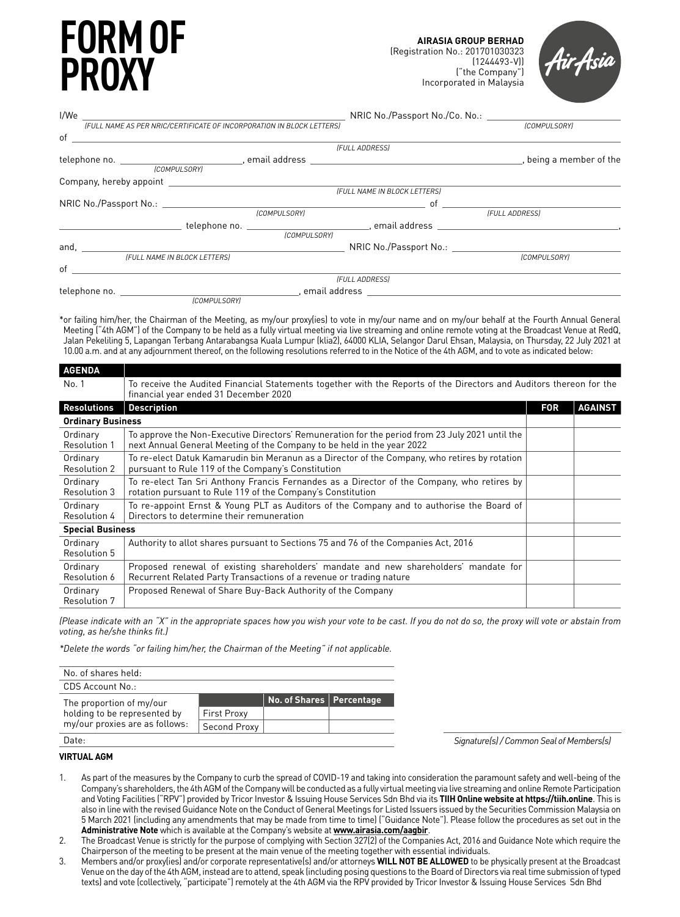# FORM OF PROXY

**AIRASIA GROUP BERHAD**
(Registration No.: 201701030323 (1244493-V))
("the Company")
Incorporated in Malaysia

I/We _______________________________ NRIC No./Passport No./Co. No.: _______________
*(FULL NAME AS PER NRIC/CERTIFICATE OF INCORPORATION IN BLOCK LETTERS)* *(COMPULSORY)*

of _______________________________
*(FULL ADDRESS)*

telephone no. _______________ *(COMPULSORY)*, email address _______________, being a member of the Company, hereby appoint _______________________________
*(FULL NAME IN BLOCK LETTERS)*

NRIC No./Passport No.: _______________ *(COMPULSORY)* of _______________ *(FULL ADDRESS)*

_______________ telephone no. _______________ *(COMPULSORY)*, email address _______________,

and, _______________ *(FULL NAME IN BLOCK LETTERS)* NRIC No./Passport No.: _______________ *(COMPULSORY)*

of _______________________________
*(FULL ADDRESS)*

telephone no. _______________ *(COMPULSORY)*, email address _______________

*or failing him/her, the Chairman of the Meeting, as my/our proxy(ies) to vote in my/our name and on my/our behalf at the Fourth Annual General Meeting ("4th AGM") of the Company to be held as a fully virtual meeting via live streaming and online remote voting at the Broadcast Venue at RedQ, Jalan Pekeliling 5, Lapangan Terbang Antarabangsa Kuala Lumpur (klia2), 64000 KLIA, Selangor Darul Ehsan, Malaysia, on Thursday, 22 July 2021 at 10.00 a.m. and at any adjournment thereof, on the following resolutions referred to in the Notice of the 4th AGM, and to vote as indicated below:

| AGENDA | | | |
|---|---|---|---|
| No. 1 | To receive the Audited Financial Statements together with the Reports of the Directors and Auditors thereon for the financial year ended 31 December 2020 | | |
| **Resolutions** | **Description** | **FOR** | **AGAINST** |
| **Ordinary Business** | | | |
| Ordinary Resolution 1 | To approve the Non-Executive Directors' Remuneration for the period from 23 July 2021 until the next Annual General Meeting of the Company to be held in the year 2022 | | |
| Ordinary Resolution 2 | To re-elect Datuk Kamarudin bin Meranun as a Director of the Company, who retires by rotation pursuant to Rule 119 of the Company's Constitution | | |
| Ordinary Resolution 3 | To re-elect Tan Sri Anthony Francis Fernandes as a Director of the Company, who retires by rotation pursuant to Rule 119 of the Company's Constitution | | |
| Ordinary Resolution 4 | To re-appoint Ernst & Young PLT as Auditors of the Company and to authorise the Board of Directors to determine their remuneration | | |
| **Special Business** | | | |
| Ordinary Resolution 5 | Authority to allot shares pursuant to Sections 75 and 76 of the Companies Act, 2016 | | |
| Ordinary Resolution 6 | Proposed renewal of existing shareholders' mandate and new shareholders' mandate for Recurrent Related Party Transactions of a revenue or trading nature | | |
| Ordinary Resolution 7 | Proposed Renewal of Share Buy-Back Authority of the Company | | |

*(Please indicate with an "X" in the appropriate spaces how you wish your vote to be cast. If you do not do so, the proxy will vote or abstain from voting, as he/she thinks fit.)*

*\*Delete the words "or failing him/her, the Chairman of the Meeting" if not applicable.*

| No. of shares held: | | | |
|---|---|---|---|
| CDS Account No.: | | | |
| The proportion of my/our holding to be represented by my/our proxies are as follows: | | **No. of Shares** | **Percentage** |
| | First Proxy | | |
| | Second Proxy | | |
| Date: | | | |

_______________
*Signature(s) / Common Seal of Members(s)*

**VIRTUAL AGM**

1. As part of the measures by the Company to curb the spread of COVID-19 and taking into consideration the paramount safety and well-being of the Company's shareholders, the 4th AGM of the Company will be conducted as a fully virtual meeting via live streaming and online Remote Participation and Voting Facilities ("RPV") provided by Tricor Investor & Issuing House Services Sdn Bhd via its **TIIH Online website at https://tiih.online**. This is also in line with the revised Guidance Note on the Conduct of General Meetings for Listed Issuers issued by the Securities Commission Malaysia on 5 March 2021 (including any amendments that may be made from time to time) ("Guidance Note"). Please follow the procedures as set out in the **Administrative Note** which is available at the Company's website at **www.airasia.com/aagbir**.
2. The Broadcast Venue is strictly for the purpose of complying with Section 327(2) of the Companies Act, 2016 and Guidance Note which require the Chairperson of the meeting to be present at the main venue of the meeting together with essential individuals.
3. Members and/or proxy(ies) and/or corporate representative(s) and/or attorneys **WILL NOT BE ALLOWED** to be physically present at the Broadcast Venue on the day of the 4th AGM, instead are to attend, speak (including posing questions to the Board of Directors via real time submission of typed texts) and vote (collectively, "participate") remotely at the 4th AGM via the RPV provided by Tricor Investor & Issuing House Services Sdn Bhd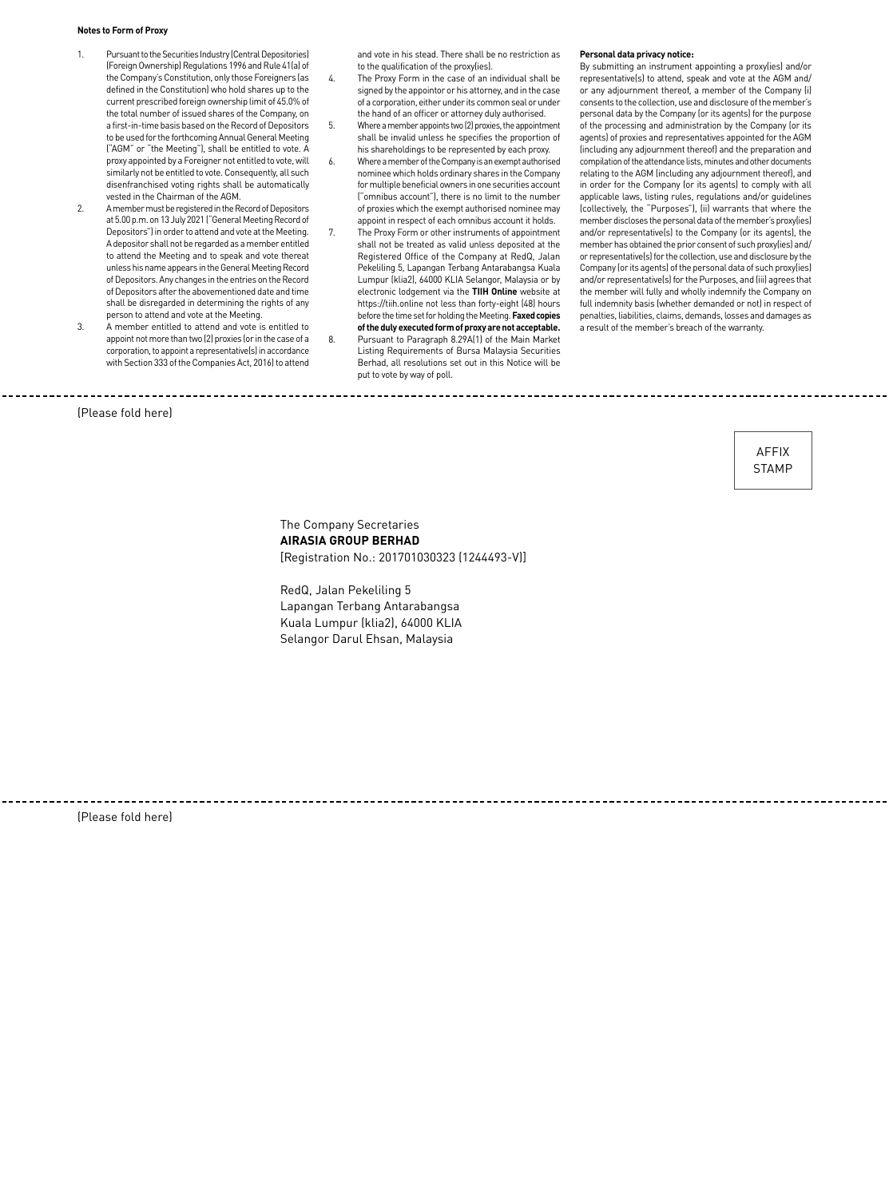**Notes to Form of Proxy**

1. Pursuant to the Securities Industry (Central Depositories) (Foreign Ownership) Regulations 1996 and Rule 41(a) of the Company's Constitution, only those Foreigners (as defined in the Constitution) who hold shares up to the current prescribed foreign ownership limit of 45.0% of the total number of issued shares of the Company, on a first-in-time basis based on the Record of Depositors to be used for the forthcoming Annual General Meeting ("AGM" or "the Meeting"), shall be entitled to vote. A proxy appointed by a Foreigner not entitled to vote, will similarly not be entitled to vote. Consequently, all such disenfranchised voting rights shall be automatically vested in the Chairman of the AGM.
2. A member must be registered in the Record of Depositors at 5.00 p.m. on 13 July 2021 ("General Meeting Record of Depositors") in order to attend and vote at the Meeting. A depositor shall not be regarded as a member entitled to attend the Meeting and to speak and vote thereat unless his name appears in the General Meeting Record of Depositors. Any changes in the entries on the Record of Depositors after the abovementioned date and time shall be disregarded in determining the rights of any person to attend and vote at the Meeting.
3. A member entitled to attend and vote is entitled to appoint not more than two (2) proxies (or in the case of a corporation, to appoint a representative(s) in accordance with Section 333 of the Companies Act, 2016) to attend and vote in his stead. There shall be no restriction as to the qualification of the proxy(ies).
4. The Proxy Form in the case of an individual shall be signed by the appointor or his attorney, and in the case of a corporation, either under its common seal or under the hand of an officer or attorney duly authorised.
5. Where a member appoints two (2) proxies, the appointment shall be invalid unless he specifies the proportion of his shareholdings to be represented by each proxy.
6. Where a member of the Company is an exempt authorised nominee which holds ordinary shares in the Company for multiple beneficial owners in one securities account ("omnibus account"), there is no limit to the number of proxies which the exempt authorised nominee may appoint in respect of each omnibus account it holds.
7. The Proxy Form or other instruments of appointment shall not be treated as valid unless deposited at the Registered Office of the Company at RedQ, Jalan Pekeliling 5, Lapangan Terbang Antarabangsa Kuala Lumpur (klia2), 64000 KLIA Selangor, Malaysia or by electronic lodgement via the **TIIH Online** website at https://tiih.online not less than forty-eight (48) hours before the time set for holding the Meeting. **Faxed copies of the duly executed form of proxy are not acceptable.**
8. Pursuant to Paragraph 8.29A(1) of the Main Market Listing Requirements of Bursa Malaysia Securities Berhad, all resolutions set out in this Notice will be put to vote by way of poll.

**Personal data privacy notice:**

By submitting an instrument appointing a proxy(ies) and/or representative(s) to attend, speak and vote at the AGM and/or any adjournment thereof, a member of the Company (i) consents to the collection, use and disclosure of the member's personal data by the Company (or its agents) for the purpose of the processing and administration by the Company (or its agents) of proxies and representatives appointed for the AGM (including any adjournment thereof) and the preparation and compilation of the attendance lists, minutes and other documents relating to the AGM (including any adjournment thereof), and in order for the Company (or its agents) to comply with all applicable laws, listing rules, regulations and/or guidelines (collectively, the "Purposes"), (ii) warrants that where the member discloses the personal data of the member's proxy(ies) and/or representative(s) to the Company (or its agents), the member has obtained the prior consent of such proxy(ies) and/or representative(s) for the collection, use and disclosure by the Company (or its agents) of the personal data of such proxy(ies) and/or representative(s) for the Purposes, and (iii) agrees that the member will fully and wholly indemnify the Company on full indemnity basis (whether demanded or not) in respect of penalties, liabilities, claims, demands, losses and damages as a result of the member's breach of the warranty.

(Please fold here)

AFFIX STAMP

The Company Secretaries
**AIRASIA GROUP BERHAD**
[Registration No.: 201701030323 (1244493-V)]

RedQ, Jalan Pekeliling 5
Lapangan Terbang Antarabangsa
Kuala Lumpur (klia2), 64000 KLIA
Selangor Darul Ehsan, Malaysia

(Please fold here)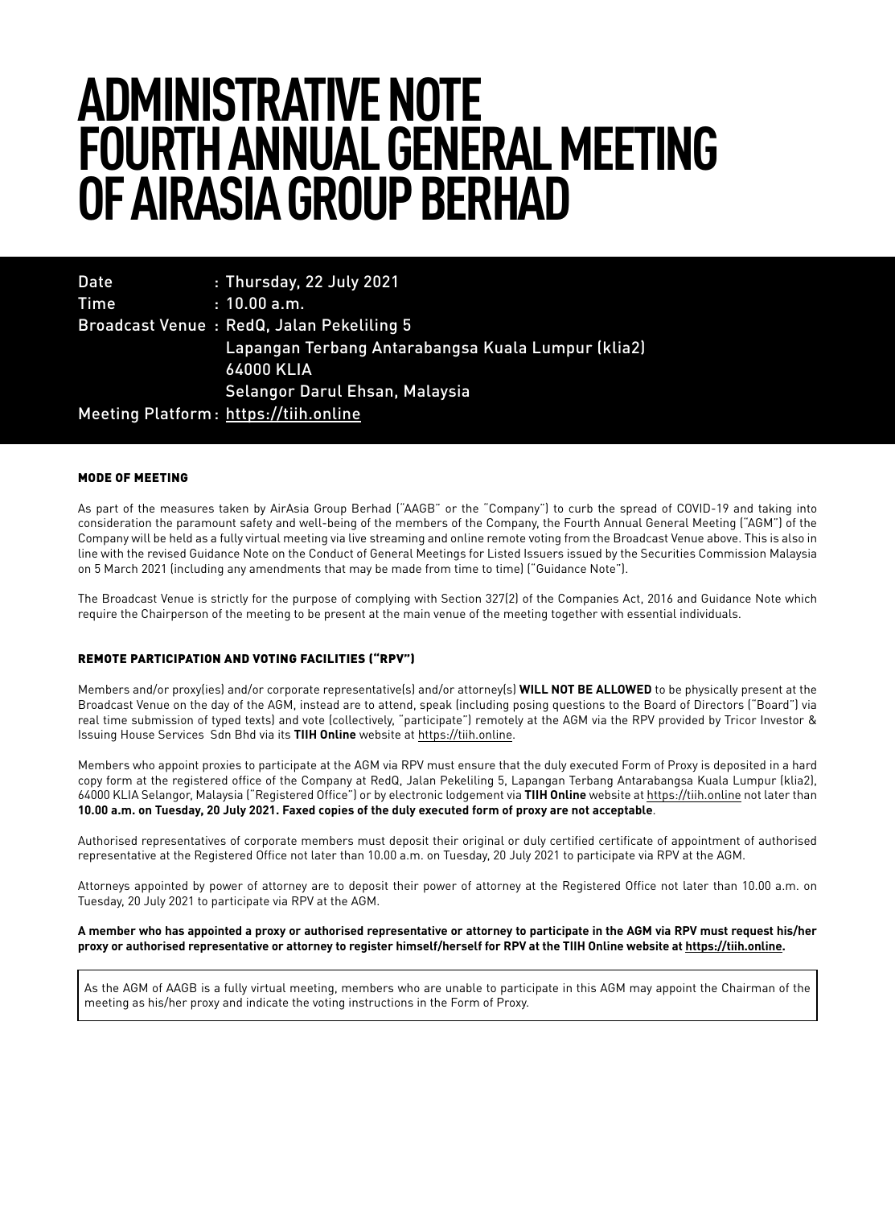# ADMINISTRATIVE NOTE FOURTH ANNUAL GENERAL MEETING OF AIRASIA GROUP BERHAD

Date : Thursday, 22 July 2021
Time : 10.00 a.m.
Broadcast Venue : RedQ, Jalan Pekeliling 5
Lapangan Terbang Antarabangsa Kuala Lumpur (klia2)
64000 KLIA
Selangor Darul Ehsan, Malaysia
Meeting Platform : https://tiih.online

## MODE OF MEETING

As part of the measures taken by AirAsia Group Berhad ("AAGB" or the "Company") to curb the spread of COVID-19 and taking into consideration the paramount safety and well-being of the members of the Company, the Fourth Annual General Meeting ("AGM") of the Company will be held as a fully virtual meeting via live streaming and online remote voting from the Broadcast Venue above. This is also in line with the revised Guidance Note on the Conduct of General Meetings for Listed Issuers issued by the Securities Commission Malaysia on 5 March 2021 (including any amendments that may be made from time to time) ("Guidance Note").

The Broadcast Venue is strictly for the purpose of complying with Section 327(2) of the Companies Act, 2016 and Guidance Note which require the Chairperson of the meeting to be present at the main venue of the meeting together with essential individuals.

## REMOTE PARTICIPATION AND VOTING FACILITIES ("RPV")

Members and/or proxy(ies) and/or corporate representative(s) and/or attorney(s) **WILL NOT BE ALLOWED** to be physically present at the Broadcast Venue on the day of the AGM, instead are to attend, speak (including posing questions to the Board of Directors ("Board") via real time submission of typed texts) and vote (collectively, "participate") remotely at the AGM via the RPV provided by Tricor Investor & Issuing House Services Sdn Bhd via its **TIIH Online** website at https://tiih.online.

Members who appoint proxies to participate at the AGM via RPV must ensure that the duly executed Form of Proxy is deposited in a hard copy form at the registered office of the Company at RedQ, Jalan Pekeliling 5, Lapangan Terbang Antarabangsa Kuala Lumpur (klia2), 64000 KLIA Selangor, Malaysia ("Registered Office") or by electronic lodgement via **TIIH Online** website at https://tiih.online not later than **10.00 a.m. on Tuesday, 20 July 2021. Faxed copies of the duly executed form of proxy are not acceptable**.

Authorised representatives of corporate members must deposit their original or duly certified certificate of appointment of authorised representative at the Registered Office not later than 10.00 a.m. on Tuesday, 20 July 2021 to participate via RPV at the AGM.

Attorneys appointed by power of attorney are to deposit their power of attorney at the Registered Office not later than 10.00 a.m. on Tuesday, 20 July 2021 to participate via RPV at the AGM.

**A member who has appointed a proxy or authorised representative or attorney to participate in the AGM via RPV must request his/her proxy or authorised representative or attorney to register himself/herself for RPV at the TIIH Online website at https://tiih.online.**

As the AGM of AAGB is a fully virtual meeting, members who are unable to participate in this AGM may appoint the Chairman of the meeting as his/her proxy and indicate the voting instructions in the Form of Proxy.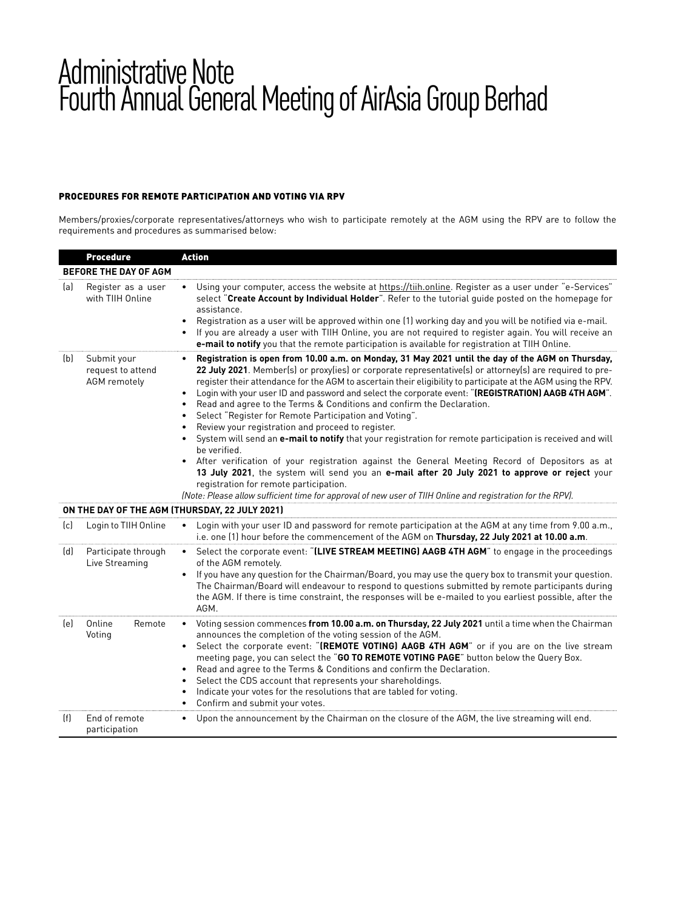# Administrative Note
# Fourth Annual General Meeting of AirAsia Group Berhad

## PROCEDURES FOR REMOTE PARTICIPATION AND VOTING VIA RPV

Members/proxies/corporate representatives/attorneys who wish to participate remotely at the AGM using the RPV are to follow the requirements and procedures as summarised below:

| | Procedure | Action |
|---|---|---|
| **BEFORE THE DAY OF AGM** | | |
| (a) | Register as a user with TIIH Online | • Using your computer, access the website at https://tiih.online. Register as a user under "e-Services" select "**Create Account by Individual Holder**". Refer to the tutorial guide posted on the homepage for assistance.<br>• Registration as a user will be approved within one (1) working day and you will be notified via e-mail.<br>• If you are already a user with TIIH Online, you are not required to register again. You will receive an **e-mail to notify** you that the remote participation is available for registration at TIIH Online. |
| (b) | Submit your request to attend AGM remotely | • **Registration is open from 10.00 a.m. on Monday, 31 May 2021 until the day of the AGM on Thursday, 22 July 2021**. Member(s) or proxy(ies) or corporate representative(s) or attorney(s) are required to pre-register their attendance for the AGM to ascertain their eligibility to participate at the AGM using the RPV.<br>• Login with your user ID and password and select the corporate event: "**(REGISTRATION) AAGB 4TH AGM**".<br>• Read and agree to the Terms & Conditions and confirm the Declaration.<br>• Select "Register for Remote Participation and Voting".<br>• Review your registration and proceed to register.<br>• System will send an **e-mail to notify** that your registration for remote participation is received and will be verified.<br>• After verification of your registration against the General Meeting Record of Depositors as at **13 July 2021**, the system will send you an **e-mail after 20 July 2021 to approve or reject** your registration for remote participation.<br>*(Note: Please allow sufficient time for approval of new user of TIIH Online and registration for the RPV).* |
| **ON THE DAY OF THE AGM (THURSDAY, 22 JULY 2021)** | | |
| (c) | Login to TIIH Online | • Login with your user ID and password for remote participation at the AGM at any time from 9.00 a.m., i.e. one (1) hour before the commencement of the AGM on **Thursday, 22 July 2021 at 10.00 a.m**. |
| (d) | Participate through Live Streaming | • Select the corporate event: "**(LIVE STREAM MEETING) AAGB 4TH AGM**" to engage in the proceedings of the AGM remotely.<br>• If you have any question for the Chairman/Board, you may use the query box to transmit your question. The Chairman/Board will endeavour to respond to questions submitted by remote participants during the AGM. If there is time constraint, the responses will be e-mailed to you earliest possible, after the AGM. |
| (e) | Online Remote Voting | • Voting session commences **from 10.00 a.m. on Thursday, 22 July 2021** until a time when the Chairman announces the completion of the voting session of the AGM.<br>• Select the corporate event: "**(REMOTE VOTING) AAGB 4TH AGM**" or if you are on the live stream meeting page, you can select the "**GO TO REMOTE VOTING PAGE**" button below the Query Box.<br>• Read and agree to the Terms & Conditions and confirm the Declaration.<br>• Select the CDS account that represents your shareholdings.<br>• Indicate your votes for the resolutions that are tabled for voting.<br>• Confirm and submit your votes. |
| (f) | End of remote participation | • Upon the announcement by the Chairman on the closure of the AGM, the live streaming will end. |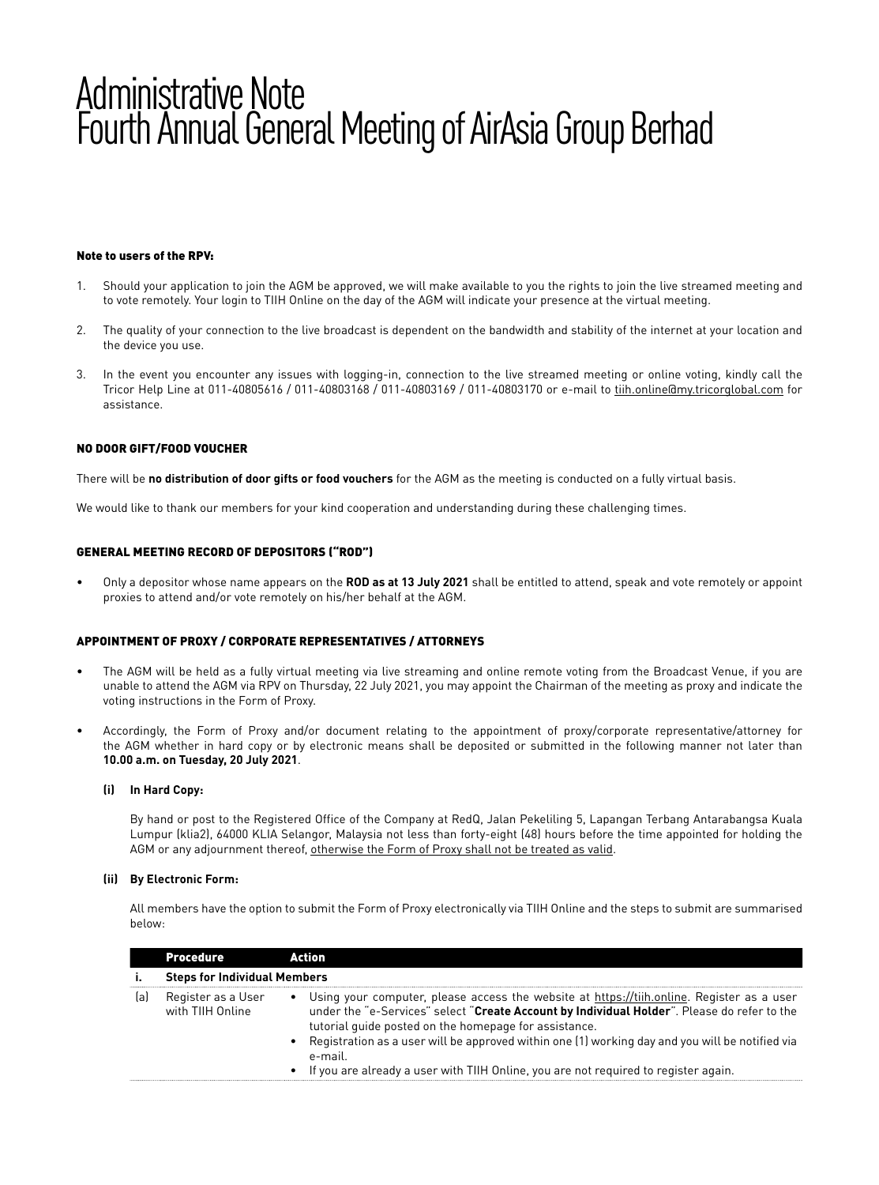# Administrative Note
# Fourth Annual General Meeting of AirAsia Group Berhad

### Note to users of the RPV:

1. Should your application to join the AGM be approved, we will make available to you the rights to join the live streamed meeting and to vote remotely. Your login to TIIH Online on the day of the AGM will indicate your presence at the virtual meeting.
2. The quality of your connection to the live broadcast is dependent on the bandwidth and stability of the internet at your location and the device you use.
3. In the event you encounter any issues with logging-in, connection to the live streamed meeting or online voting, kindly call the Tricor Help Line at 011-40805616 / 011-40803168 / 011-40803169 / 011-40803170 or e-mail to tiih.online@my.tricorglobal.com for assistance.

### NO DOOR GIFT/FOOD VOUCHER

There will be **no distribution of door gifts or food vouchers** for the AGM as the meeting is conducted on a fully virtual basis.

We would like to thank our members for your kind cooperation and understanding during these challenging times.

### GENERAL MEETING RECORD OF DEPOSITORS ("ROD")

- Only a depositor whose name appears on the **ROD as at 13 July 2021** shall be entitled to attend, speak and vote remotely or appoint proxies to attend and/or vote remotely on his/her behalf at the AGM.

### APPOINTMENT OF PROXY / CORPORATE REPRESENTATIVES / ATTORNEYS

- The AGM will be held as a fully virtual meeting via live streaming and online remote voting from the Broadcast Venue, if you are unable to attend the AGM via RPV on Thursday, 22 July 2021, you may appoint the Chairman of the meeting as proxy and indicate the voting instructions in the Form of Proxy.
- Accordingly, the Form of Proxy and/or document relating to the appointment of proxy/corporate representative/attorney for the AGM whether in hard copy or by electronic means shall be deposited or submitted in the following manner not later than **10.00 a.m. on Tuesday, 20 July 2021**.

**(i) In Hard Copy:**

By hand or post to the Registered Office of the Company at RedQ, Jalan Pekeliling 5, Lapangan Terbang Antarabangsa Kuala Lumpur (klia2), 64000 KLIA Selangor, Malaysia not less than forty-eight (48) hours before the time appointed for holding the AGM or any adjournment thereof, otherwise the Form of Proxy shall not be treated as valid.

**(ii) By Electronic Form:**

All members have the option to submit the Form of Proxy electronically via TIIH Online and the steps to submit are summarised below:

| | Procedure | Action |
|---|---|---|
| **i.** | **Steps for Individual Members** | |
| (a) | Register as a User with TIIH Online | • Using your computer, please access the website at https://tiih.online. Register as a user under the "e-Services" select "**Create Account by Individual Holder**". Please do refer to the tutorial guide posted on the homepage for assistance.<br>• Registration as a user will be approved within one (1) working day and you will be notified via e-mail.<br>• If you are already a user with TIIH Online, you are not required to register again. |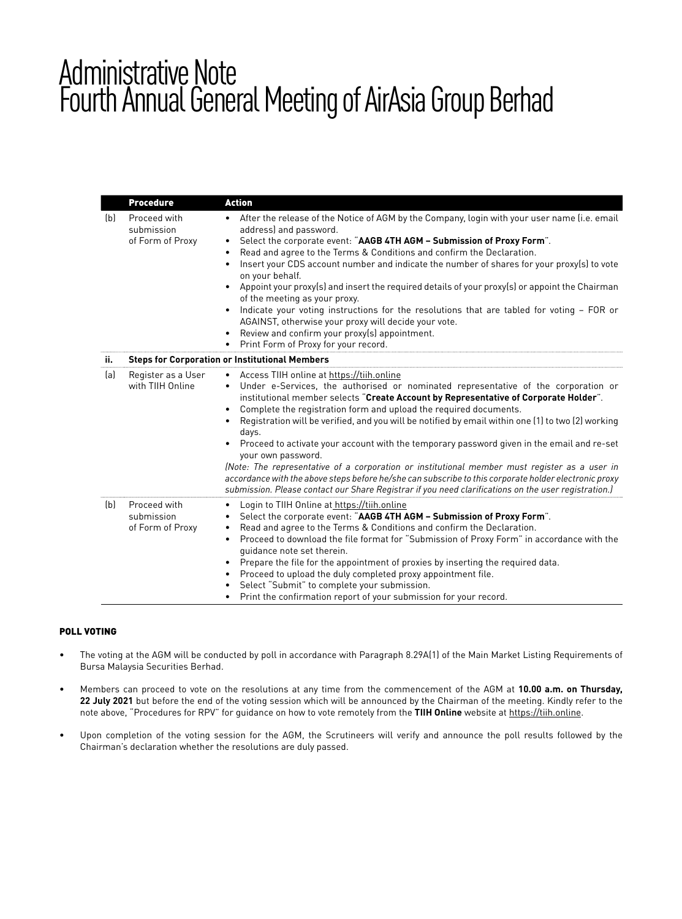# Administrative Note
# Fourth Annual General Meeting of AirAsia Group Berhad

| | Procedure | Action |
|---|---|---|
| (b) | Proceed with submission of Form of Proxy | • After the release of the Notice of AGM by the Company, login with your user name (i.e. email address) and password.<br>• Select the corporate event: "**AAGB 4TH AGM – Submission of Proxy Form**".<br>• Read and agree to the Terms & Conditions and confirm the Declaration.<br>• Insert your CDS account number and indicate the number of shares for your proxy(s) to vote on your behalf.<br>• Appoint your proxy(s) and insert the required details of your proxy(s) or appoint the Chairman of the meeting as your proxy.<br>• Indicate your voting instructions for the resolutions that are tabled for voting – FOR or AGAINST, otherwise your proxy will decide your vote.<br>• Review and confirm your proxy(s) appointment.<br>• Print Form of Proxy for your record. |
| **ii.** | **Steps for Corporation or Institutional Members** | |
| (a) | Register as a User with TIIH Online | • Access TIIH online at https://tiih.online<br>• Under e-Services, the authorised or nominated representative of the corporation or institutional member selects "**Create Account by Representative of Corporate Holder**".<br>• Complete the registration form and upload the required documents.<br>• Registration will be verified, and you will be notified by email within one (1) to two (2) working days.<br>• Proceed to activate your account with the temporary password given in the email and re-set your own password.<br>*(Note: The representative of a corporation or institutional member must register as a user in accordance with the above steps before he/she can subscribe to this corporate holder electronic proxy submission. Please contact our Share Registrar if you need clarifications on the user registration.)* |
| (b) | Proceed with submission of Form of Proxy | • Login to TIIH Online at https://tiih.online<br>• Select the corporate event: "**AAGB 4TH AGM – Submission of Proxy Form**".<br>• Read and agree to the Terms & Conditions and confirm the Declaration.<br>• Proceed to download the file format for "Submission of Proxy Form" in accordance with the guidance note set therein.<br>• Prepare the file for the appointment of proxies by inserting the required data.<br>• Proceed to upload the duly completed proxy appointment file.<br>• Select "Submit" to complete your submission.<br>• Print the confirmation report of your submission for your record. |

## POLL VOTING

- The voting at the AGM will be conducted by poll in accordance with Paragraph 8.29A(1) of the Main Market Listing Requirements of Bursa Malaysia Securities Berhad.
- Members can proceed to vote on the resolutions at any time from the commencement of the AGM at **10.00 a.m. on Thursday, 22 July 2021** but before the end of the voting session which will be announced by the Chairman of the meeting. Kindly refer to the note above, "Procedures for RPV" for guidance on how to vote remotely from the **TIIH Online** website at https://tiih.online.
- Upon completion of the voting session for the AGM, the Scrutineers will verify and announce the poll results followed by the Chairman's declaration whether the resolutions are duly passed.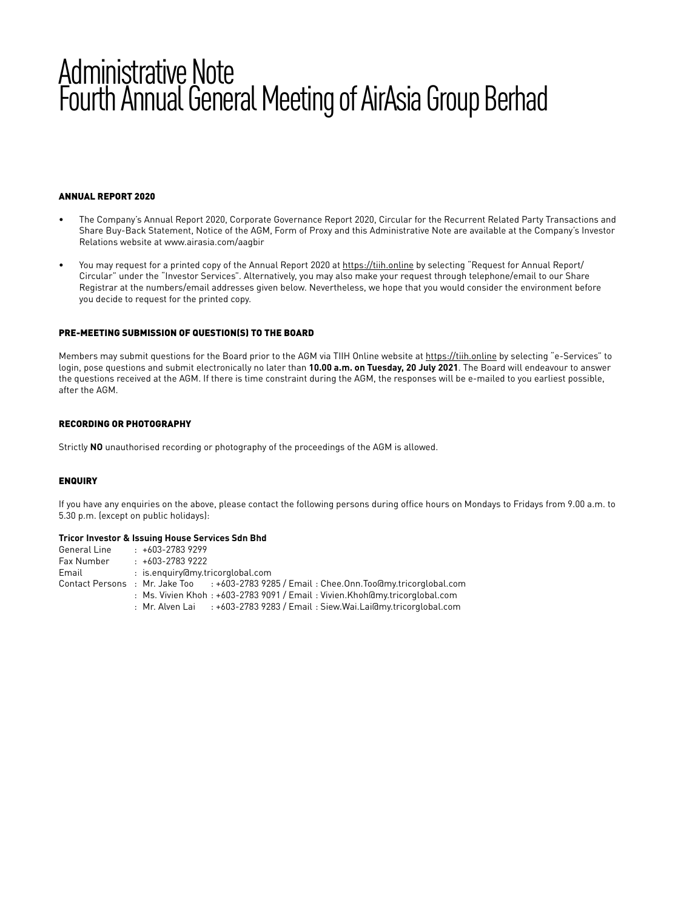# Administrative Note
# Fourth Annual General Meeting of AirAsia Group Berhad

## ANNUAL REPORT 2020

- The Company's Annual Report 2020, Corporate Governance Report 2020, Circular for the Recurrent Related Party Transactions and Share Buy-Back Statement, Notice of the AGM, Form of Proxy and this Administrative Note are available at the Company's Investor Relations website at www.airasia.com/aagbir
- You may request for a printed copy of the Annual Report 2020 at https://tiih.online by selecting "Request for Annual Report/ Circular" under the "Investor Services". Alternatively, you may also make your request through telephone/email to our Share Registrar at the numbers/email addresses given below. Nevertheless, we hope that you would consider the environment before you decide to request for the printed copy.

## PRE-MEETING SUBMISSION OF QUESTION(S) TO THE BOARD

Members may submit questions for the Board prior to the AGM via TIIH Online website at https://tiih.online by selecting "e-Services" to login, pose questions and submit electronically no later than **10.00 a.m. on Tuesday, 20 July 2021**. The Board will endeavour to answer the questions received at the AGM. If there is time constraint during the AGM, the responses will be e-mailed to you earliest possible, after the AGM.

## RECORDING OR PHOTOGRAPHY

Strictly **NO** unauthorised recording or photography of the proceedings of the AGM is allowed.

## ENQUIRY

If you have any enquiries on the above, please contact the following persons during office hours on Mondays to Fridays from 9.00 a.m. to 5.30 p.m. (except on public holidays):

**Tricor Investor & Issuing House Services Sdn Bhd**

| | |
|---|---|
| General Line | : +603-2783 9299 |
| Fax Number | : +603-2783 9222 |
| Email | : is.enquiry@my.tricorglobal.com |
| Contact Persons | : Mr. Jake Too : +603-2783 9285 / Email : Chee.Onn.Too@my.tricorglobal.com |
| | : Ms. Vivien Khoh : +603-2783 9091 / Email : Vivien.Khoh@my.tricorglobal.com |
| | : Mr. Alven Lai : +603-2783 9283 / Email : Siew.Wai.Lai@my.tricorglobal.com |